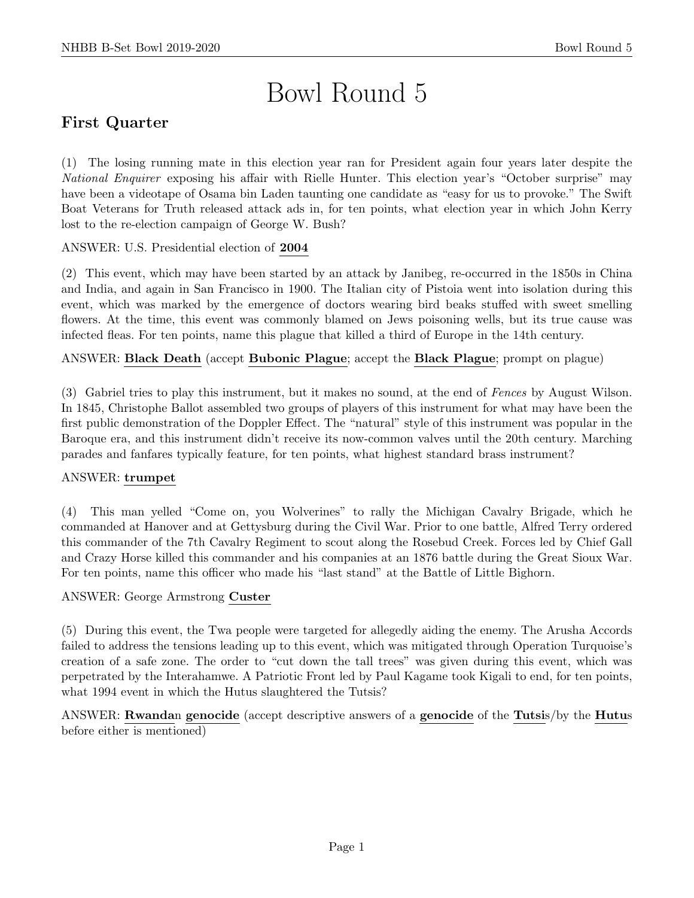# Bowl Round 5

## First Quarter

(1) The losing running mate in this election year ran for President again four years later despite the *National Enquirer* exposing his affair with Rielle Hunter. This election year's "October surprise" may have been a videotape of Osama bin Laden taunting one candidate as "easy for us to provoke." The Swift Boat Veterans for Truth released attack ads in, for ten points, what election year in which John Kerry lost to the re-election campaign of George W. Bush?

ANSWER: U.S. Presidential election of **<u>2004</u>**

(2) This event, which may have been started by an attack by Janibeg, re-occurred in the 1850s in China and India, and again in San Francisco in 1900. The Italian city of Pistoia went into isolation during this event, which was marked by the emergence of doctors wearing bird beaks stuffed with sweet smelling flowers. At the time, this event was commonly blamed on Jews poisoning wells, but its true cause was infected fleas. For ten points, name this plague that killed a third of Europe in the 14th century.

ANSWER: **<u>Black Death</u>** (accept **<u>Bubonic Plague</u>**; accept the **<u>Black Plague</u>**; prompt on plague)

(3) Gabriel tries to play this instrument, but it makes no sound, at the end of *Fences* by August Wilson. In 1845, Christophe Ballot assembled two groups of players of this instrument for what may have been the first public demonstration of the Doppler Effect. The "natural" style of this instrument was popular in the Baroque era, and this instrument didn't receive its now-common valves until the 20th century. Marching parades and fanfares typically feature, for ten points, what highest standard brass instrument?

ANSWER: **<u>trumpet</u>**

(4) This man yelled "Come on, you Wolverines" to rally the Michigan Cavalry Brigade, which he commanded at Hanover and at Gettysburg during the Civil War. Prior to one battle, Alfred Terry ordered this commander of the 7th Cavalry Regiment to scout along the Rosebud Creek. Forces led by Chief Gall and Crazy Horse killed this commander and his companies at an 1876 battle during the Great Sioux War. For ten points, name this officer who made his "last stand" at the Battle of Little Bighorn.

ANSWER: George Armstrong **<u>Custer</u>**

(5) During this event, the Twa people were targeted for allegedly aiding the enemy. The Arusha Accords failed to address the tensions leading up to this event, which was mitigated through Operation Turquoise's creation of a safe zone. The order to "cut down the tall trees" was given during this event, which was perpetrated by the Interahamwe. A Patriotic Front led by Paul Kagame took Kigali to end, for ten points, what 1994 event in which the Hutus slaughtered the Tutsis?

ANSWER: **<u>Rwanda</u>**n **<u>genocide</u>** (accept descriptive answers of a **<u>genocide</u>** of the **<u>Tutsi</u>**s/by the **<u>Hutu</u>**s before either is mentioned)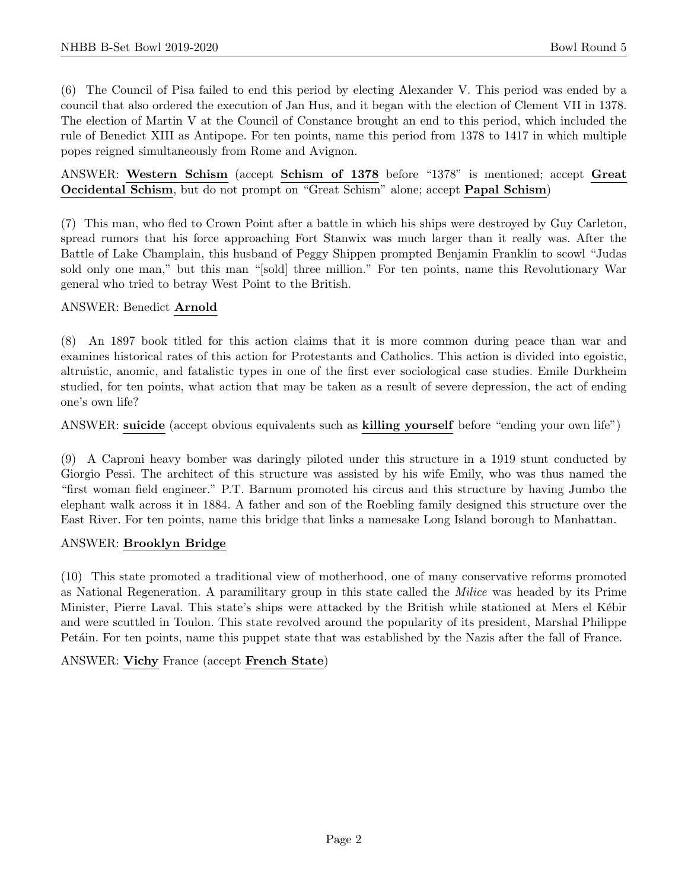(6) The Council of Pisa failed to end this period by electing Alexander V. This period was ended by a council that also ordered the execution of Jan Hus, and it began with the election of Clement VII in 1378. The election of Martin V at the Council of Constance brought an end to this period, which included the rule of Benedict XIII as Antipope. For ten points, name this period from 1378 to 1417 in which multiple popes reigned simultaneously from Rome and Avignon.

ANSWER: **Western Schism** (accept **Schism of 1378** before "1378" is mentioned; accept **Great Occidental Schism**, but do not prompt on "Great Schism" alone; accept **Papal Schism**)

(7) This man, who fled to Crown Point after a battle in which his ships were destroyed by Guy Carleton, spread rumors that his force approaching Fort Stanwix was much larger than it really was. After the Battle of Lake Champlain, this husband of Peggy Shippen prompted Benjamin Franklin to scowl "Judas sold only one man," but this man "[sold] three million." For ten points, name this Revolutionary War general who tried to betray West Point to the British.

ANSWER: Benedict **Arnold**

(8) An 1897 book titled for this action claims that it is more common during peace than war and examines historical rates of this action for Protestants and Catholics. This action is divided into egoistic, altruistic, anomic, and fatalistic types in one of the first ever sociological case studies. Emile Durkheim studied, for ten points, what action that may be taken as a result of severe depression, the act of ending one's own life?

ANSWER: **suicide** (accept obvious equivalents such as **killing yourself** before "ending your own life")

(9) A Caproni heavy bomber was daringly piloted under this structure in a 1919 stunt conducted by Giorgio Pessi. The architect of this structure was assisted by his wife Emily, who was thus named the "first woman field engineer." P.T. Barnum promoted his circus and this structure by having Jumbo the elephant walk across it in 1884. A father and son of the Roebling family designed this structure over the East River. For ten points, name this bridge that links a namesake Long Island borough to Manhattan.

ANSWER: **Brooklyn Bridge**

(10) This state promoted a traditional view of motherhood, one of many conservative reforms promoted as National Regeneration. A paramilitary group in this state called the *Milice* was headed by its Prime Minister, Pierre Laval. This state's ships were attacked by the British while stationed at Mers el Kébir and were scuttled in Toulon. This state revolved around the popularity of its president, Marshal Philippe Petáin. For ten points, name this puppet state that was established by the Nazis after the fall of France.

ANSWER: **Vichy** France (accept **French State**)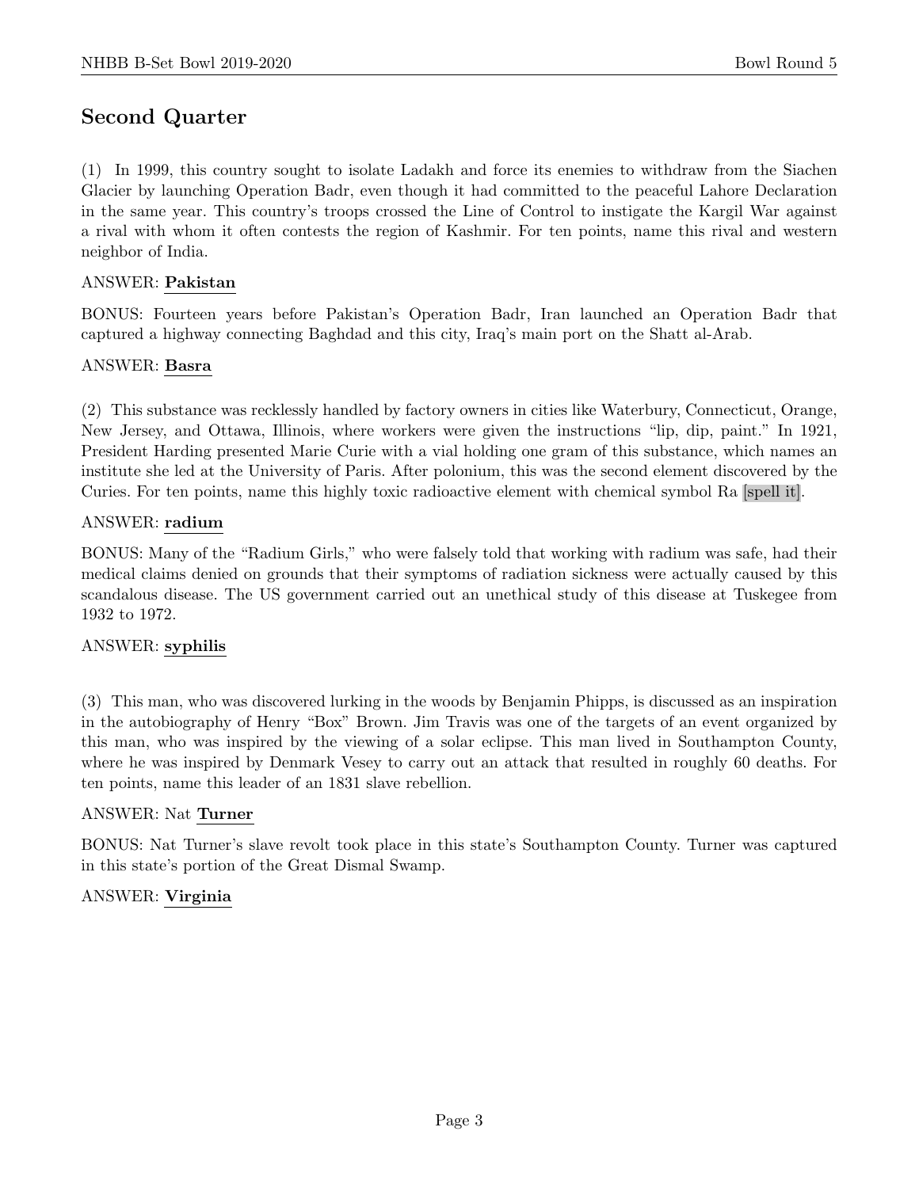## Second Quarter

(1) In 1999, this country sought to isolate Ladakh and force its enemies to withdraw from the Siachen Glacier by launching Operation Badr, even though it had committed to the peaceful Lahore Declaration in the same year. This country's troops crossed the Line of Control to instigate the Kargil War against a rival with whom it often contests the region of Kashmir. For ten points, name this rival and western neighbor of India.

ANSWER: **Pakistan**

BONUS: Fourteen years before Pakistan's Operation Badr, Iran launched an Operation Badr that captured a highway connecting Baghdad and this city, Iraq's main port on the Shatt al-Arab.

ANSWER: **Basra**

(2) This substance was recklessly handled by factory owners in cities like Waterbury, Connecticut, Orange, New Jersey, and Ottawa, Illinois, where workers were given the instructions "lip, dip, paint." In 1921, President Harding presented Marie Curie with a vial holding one gram of this substance, which names an institute she led at the University of Paris. After polonium, this was the second element discovered by the Curies. For ten points, name this highly toxic radioactive element with chemical symbol Ra [spell it].

ANSWER: **radium**

BONUS: Many of the "Radium Girls," who were falsely told that working with radium was safe, had their medical claims denied on grounds that their symptoms of radiation sickness were actually caused by this scandalous disease. The US government carried out an unethical study of this disease at Tuskegee from 1932 to 1972.

ANSWER: **syphilis**

(3) This man, who was discovered lurking in the woods by Benjamin Phipps, is discussed as an inspiration in the autobiography of Henry "Box" Brown. Jim Travis was one of the targets of an event organized by this man, who was inspired by the viewing of a solar eclipse. This man lived in Southampton County, where he was inspired by Denmark Vesey to carry out an attack that resulted in roughly 60 deaths. For ten points, name this leader of an 1831 slave rebellion.

ANSWER: Nat **Turner**

BONUS: Nat Turner's slave revolt took place in this state's Southampton County. Turner was captured in this state's portion of the Great Dismal Swamp.

ANSWER: **Virginia**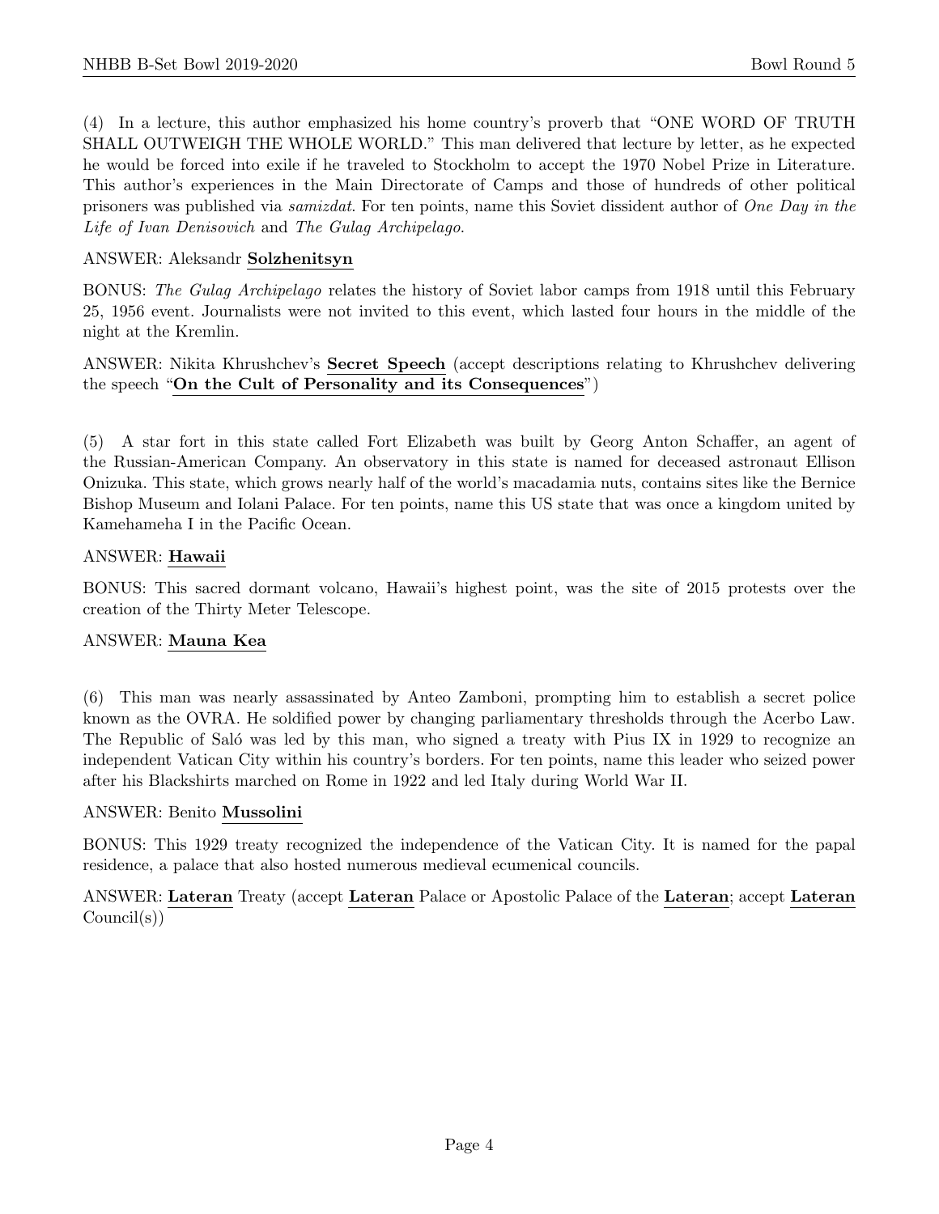(4) In a lecture, this author emphasized his home country's proverb that "ONE WORD OF TRUTH SHALL OUTWEIGH THE WHOLE WORLD." This man delivered that lecture by letter, as he expected he would be forced into exile if he traveled to Stockholm to accept the 1970 Nobel Prize in Literature. This author's experiences in the Main Directorate of Camps and those of hundreds of other political prisoners was published via *samizdat*. For ten points, name this Soviet dissident author of *One Day in the Life of Ivan Denisovich* and *The Gulag Archipelago*.

ANSWER: Aleksandr **Solzhenitsyn**

BONUS: *The Gulag Archipelago* relates the history of Soviet labor camps from 1918 until this February 25, 1956 event. Journalists were not invited to this event, which lasted four hours in the middle of the night at the Kremlin.

ANSWER: Nikita Khrushchev's **Secret Speech** (accept descriptions relating to Khrushchev delivering the speech "**On the Cult of Personality and its Consequences**")

(5) A star fort in this state called Fort Elizabeth was built by Georg Anton Schaffer, an agent of the Russian-American Company. An observatory in this state is named for deceased astronaut Ellison Onizuka. This state, which grows nearly half of the world's macadamia nuts, contains sites like the Bernice Bishop Museum and Iolani Palace. For ten points, name this US state that was once a kingdom united by Kamehameha I in the Pacific Ocean.

ANSWER: **Hawaii**

BONUS: This sacred dormant volcano, Hawaii's highest point, was the site of 2015 protests over the creation of the Thirty Meter Telescope.

ANSWER: **Mauna Kea**

(6) This man was nearly assassinated by Anteo Zamboni, prompting him to establish a secret police known as the OVRA. He soldified power by changing parliamentary thresholds through the Acerbo Law. The Republic of Saló was led by this man, who signed a treaty with Pius IX in 1929 to recognize an independent Vatican City within his country's borders. For ten points, name this leader who seized power after his Blackshirts marched on Rome in 1922 and led Italy during World War II.

ANSWER: Benito **Mussolini**

BONUS: This 1929 treaty recognized the independence of the Vatican City. It is named for the papal residence, a palace that also hosted numerous medieval ecumenical councils.

ANSWER: **Lateran** Treaty (accept **Lateran** Palace or Apostolic Palace of the **Lateran**; accept **Lateran** Council(s))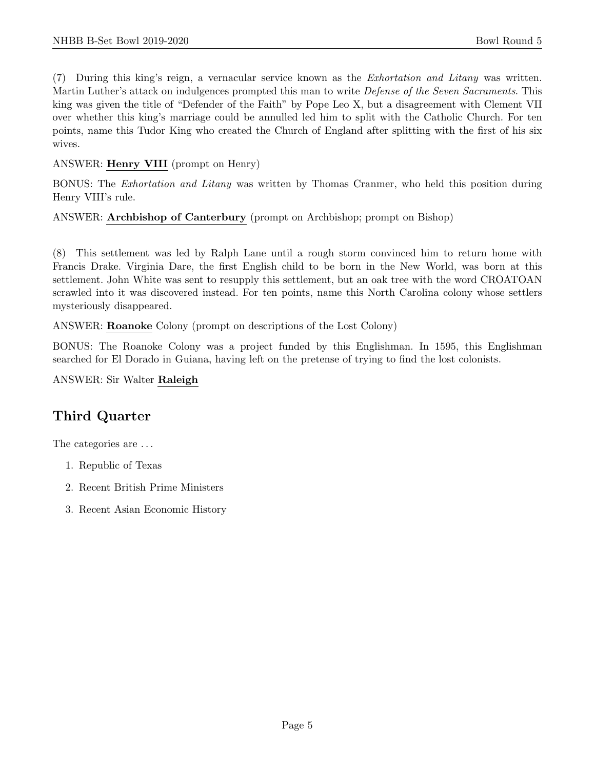(7) During this king's reign, a vernacular service known as the *Exhortation and Litany* was written. Martin Luther's attack on indulgences prompted this man to write *Defense of the Seven Sacraments*. This king was given the title of "Defender of the Faith" by Pope Leo X, but a disagreement with Clement VII over whether this king's marriage could be annulled led him to split with the Catholic Church. For ten points, name this Tudor King who created the Church of England after splitting with the first of his six wives.

ANSWER: **Henry VIII** (prompt on Henry)

BONUS: The *Exhortation and Litany* was written by Thomas Cranmer, who held this position during Henry VIII's rule.

ANSWER: **Archbishop of Canterbury** (prompt on Archbishop; prompt on Bishop)

(8) This settlement was led by Ralph Lane until a rough storm convinced him to return home with Francis Drake. Virginia Dare, the first English child to be born in the New World, was born at this settlement. John White was sent to resupply this settlement, but an oak tree with the word CROATOAN scrawled into it was discovered instead. For ten points, name this North Carolina colony whose settlers mysteriously disappeared.

ANSWER: **Roanoke** Colony (prompt on descriptions of the Lost Colony)

BONUS: The Roanoke Colony was a project funded by this Englishman. In 1595, this Englishman searched for El Dorado in Guiana, having left on the pretense of trying to find the lost colonists.

ANSWER: Sir Walter **Raleigh**

## Third Quarter

The categories are ...

1. Republic of Texas
2. Recent British Prime Ministers
3. Recent Asian Economic History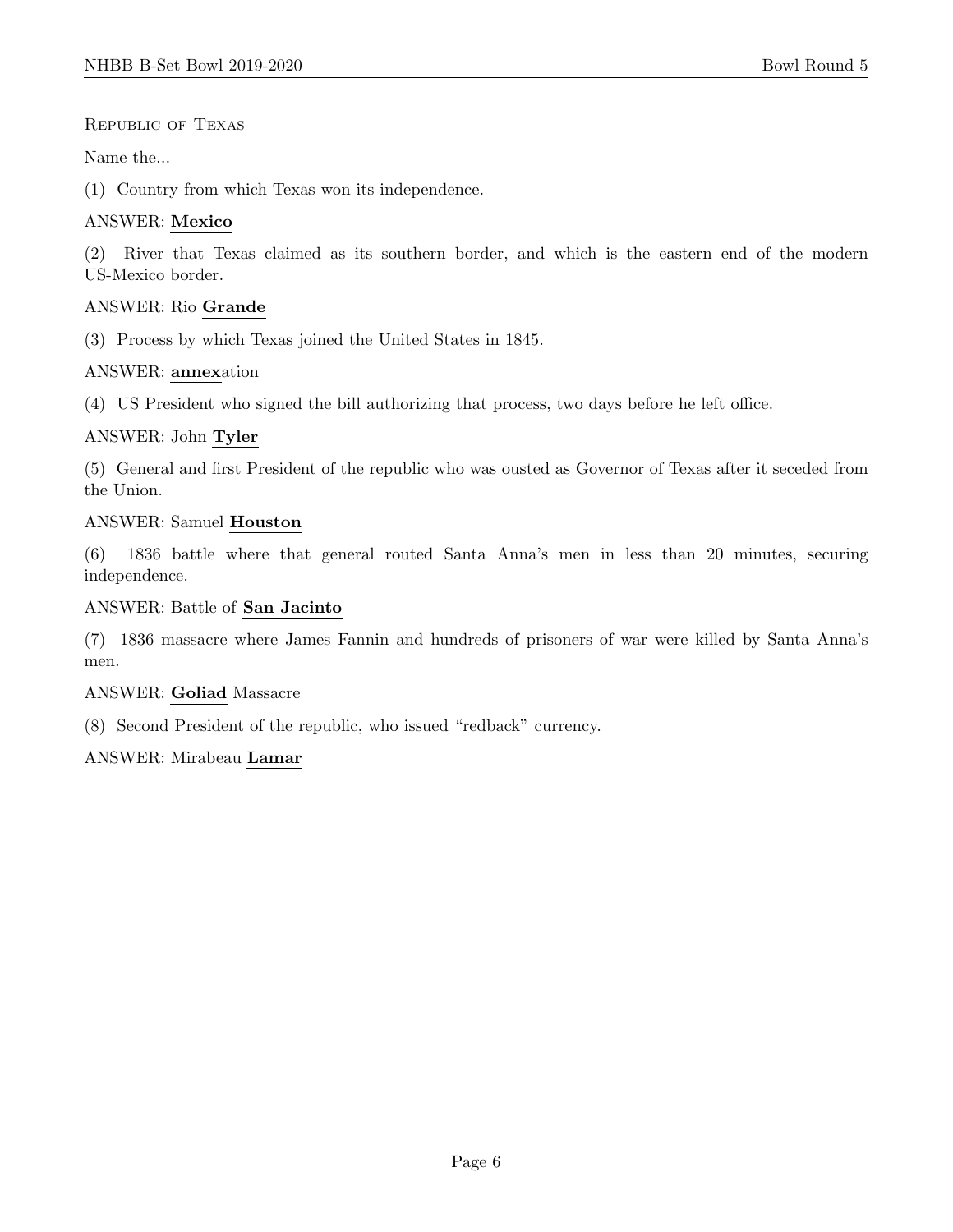Republic of Texas

Name the...

(1) Country from which Texas won its independence.

ANSWER: **Mexico**

(2) River that Texas claimed as its southern border, and which is the eastern end of the modern US-Mexico border.

ANSWER: Rio **Grande**

(3) Process by which Texas joined the United States in 1845.

ANSWER: **annex**ation

(4) US President who signed the bill authorizing that process, two days before he left office.

ANSWER: John **Tyler**

(5) General and first President of the republic who was ousted as Governor of Texas after it seceded from the Union.

ANSWER: Samuel **Houston**

(6) 1836 battle where that general routed Santa Anna's men in less than 20 minutes, securing independence.

ANSWER: Battle of **San Jacinto**

(7) 1836 massacre where James Fannin and hundreds of prisoners of war were killed by Santa Anna's men.

ANSWER: **Goliad** Massacre

(8) Second President of the republic, who issued "redback" currency.

ANSWER: Mirabeau **Lamar**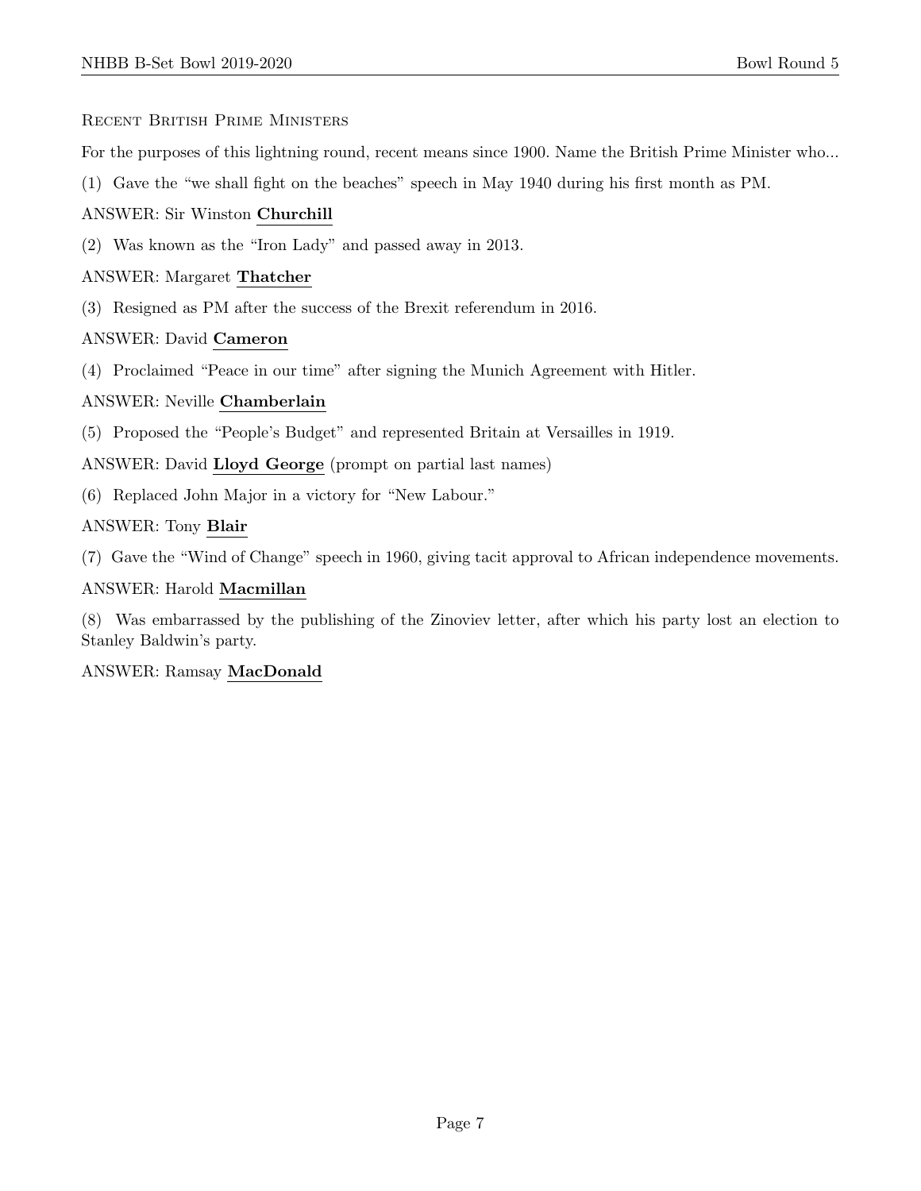### Recent British Prime Ministers

For the purposes of this lightning round, recent means since 1900. Name the British Prime Minister who...

(1) Gave the "we shall fight on the beaches" speech in May 1940 during his first month as PM.

ANSWER: Sir Winston **Churchill**

(2) Was known as the "Iron Lady" and passed away in 2013.

ANSWER: Margaret **Thatcher**

(3) Resigned as PM after the success of the Brexit referendum in 2016.

ANSWER: David **Cameron**

(4) Proclaimed "Peace in our time" after signing the Munich Agreement with Hitler.

ANSWER: Neville **Chamberlain**

(5) Proposed the "People's Budget" and represented Britain at Versailles in 1919.

ANSWER: David **Lloyd George** (prompt on partial last names)

(6) Replaced John Major in a victory for "New Labour."

ANSWER: Tony **Blair**

(7) Gave the "Wind of Change" speech in 1960, giving tacit approval to African independence movements.

ANSWER: Harold **Macmillan**

(8) Was embarrassed by the publishing of the Zinoviev letter, after which his party lost an election to Stanley Baldwin's party.

ANSWER: Ramsay **MacDonald**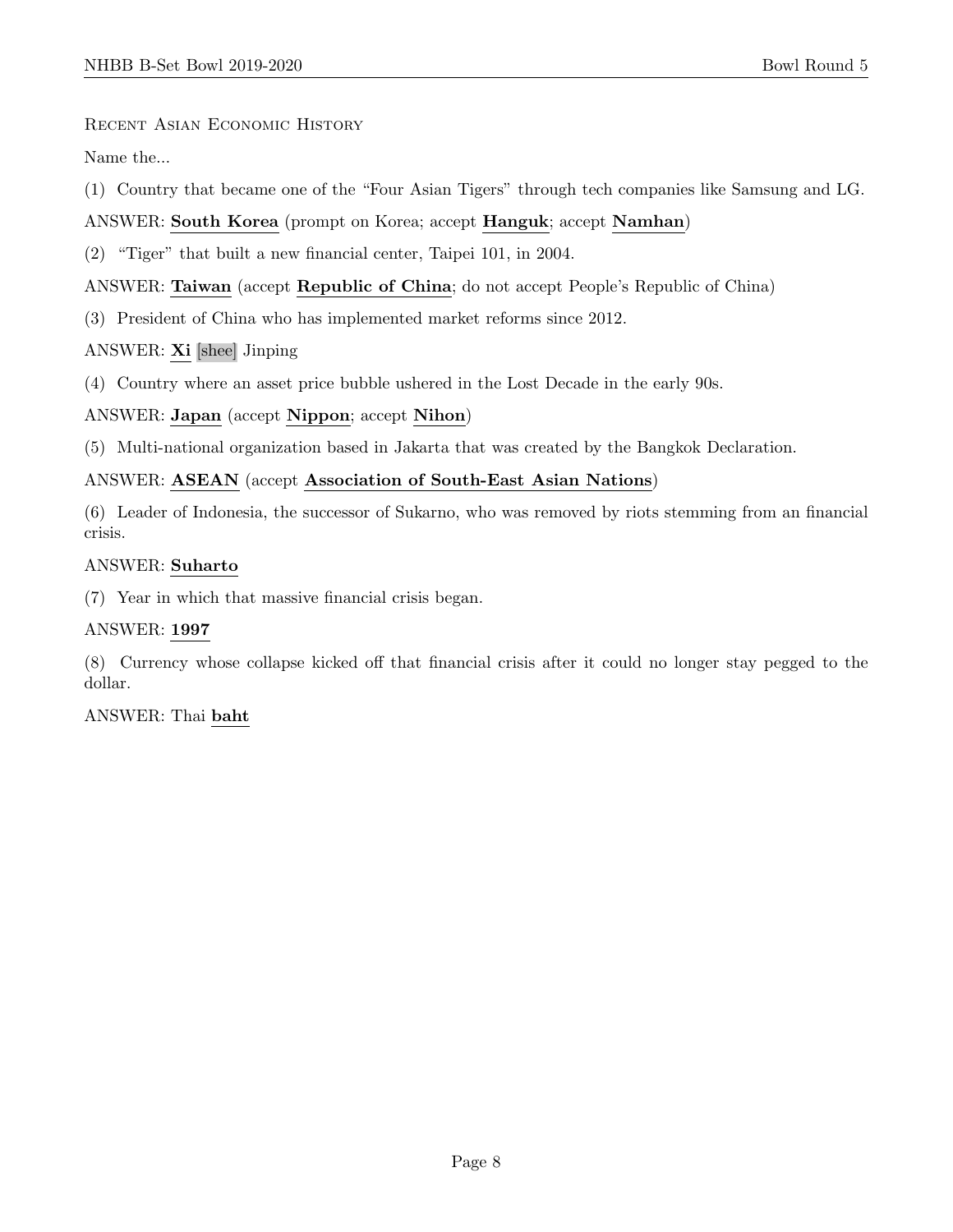Recent Asian Economic History

Name the...

(1) Country that became one of the "Four Asian Tigers" through tech companies like Samsung and LG.

ANSWER: **South Korea** (prompt on Korea; accept **Hanguk**; accept **Namhan**)

(2) "Tiger" that built a new financial center, Taipei 101, in 2004.

ANSWER: **Taiwan** (accept **Republic of China**; do not accept People's Republic of China)

(3) President of China who has implemented market reforms since 2012.

ANSWER: **Xi** [shee] Jinping

(4) Country where an asset price bubble ushered in the Lost Decade in the early 90s.

ANSWER: **Japan** (accept **Nippon**; accept **Nihon**)

(5) Multi-national organization based in Jakarta that was created by the Bangkok Declaration.

ANSWER: **ASEAN** (accept **Association of South-East Asian Nations**)

(6) Leader of Indonesia, the successor of Sukarno, who was removed by riots stemming from an financial crisis.

ANSWER: **Suharto**

(7) Year in which that massive financial crisis began.

ANSWER: **1997**

(8) Currency whose collapse kicked off that financial crisis after it could no longer stay pegged to the dollar.

ANSWER: Thai **baht**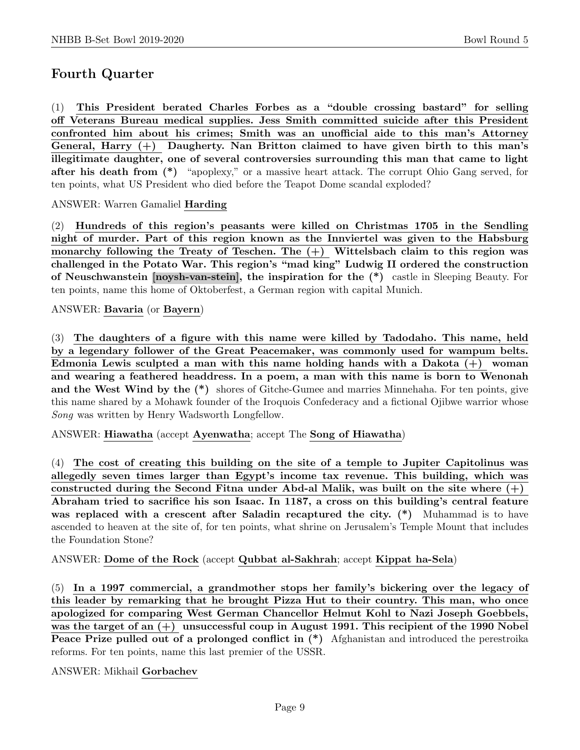## Fourth Quarter

(1) **This President berated Charles Forbes as a "double crossing bastard" for selling off Veterans Bureau medical supplies. Jess Smith committed suicide after this President confronted him about his crimes; Smith was an unofficial aide to this man's Attorney General, Harry (+) Daugherty. Nan Britton claimed to have given birth to this man's illegitimate daughter, one of several controversies surrounding this man that came to light after his death from (*)** "apoplexy," or a massive heart attack. The corrupt Ohio Gang served, for ten points, what US President who died before the Teapot Dome scandal exploded?

ANSWER: Warren Gamaliel **Harding**

(2) **Hundreds of this region's peasants were killed on Christmas 1705 in the Sendling night of murder. Part of this region known as the Innviertel was given to the Habsburg monarchy following the Treaty of Teschen. The (+) Wittelsbach claim to this region was challenged in the Potato War. This region's "mad king" Ludwig II ordered the construction of Neuschwanstein [noysh-van-stein], the inspiration for the (*)** castle in Sleeping Beauty. For ten points, name this home of Oktoberfest, a German region with capital Munich.

ANSWER: **Bavaria** (or **Bayern**)

(3) **The daughters of a figure with this name were killed by Tadodaho. This name, held by a legendary follower of the Great Peacemaker, was commonly used for wampum belts. Edmonia Lewis sculpted a man with this name holding hands with a Dakota (+) woman and wearing a feathered headdress. In a poem, a man with this name is born to Wenonah and the West Wind by the (*)** shores of Gitche-Gumee and marries Minnehaha. For ten points, give this name shared by a Mohawk founder of the Iroquois Confederacy and a fictional Ojibwe warrior whose *Song* was written by Henry Wadsworth Longfellow.

ANSWER: **Hiawatha** (accept **Ayenwatha**; accept The **Song of Hiawatha**)

(4) **The cost of creating this building on the site of a temple to Jupiter Capitolinus was allegedly seven times larger than Egypt's income tax revenue. This building, which was constructed during the Second Fitna under Abd-al Malik, was built on the site where (+) Abraham tried to sacrifice his son Isaac. In 1187, a cross on this building's central feature was replaced with a crescent after Saladin recaptured the city. (*)** Muhammad is to have ascended to heaven at the site of, for ten points, what shrine on Jerusalem's Temple Mount that includes the Foundation Stone?

ANSWER: **Dome of the Rock** (accept **Qubbat al-Sakhrah**; accept **Kippat ha-Sela**)

(5) **In a 1997 commercial, a grandmother stops her family's bickering over the legacy of this leader by remarking that he brought Pizza Hut to their country. This man, who once apologized for comparing West German Chancellor Helmut Kohl to Nazi Joseph Goebbels, was the target of an (+) unsuccessful coup in August 1991. This recipient of the 1990 Nobel Peace Prize pulled out of a prolonged conflict in (*)** Afghanistan and introduced the perestroika reforms. For ten points, name this last premier of the USSR.

ANSWER: Mikhail **Gorbachev**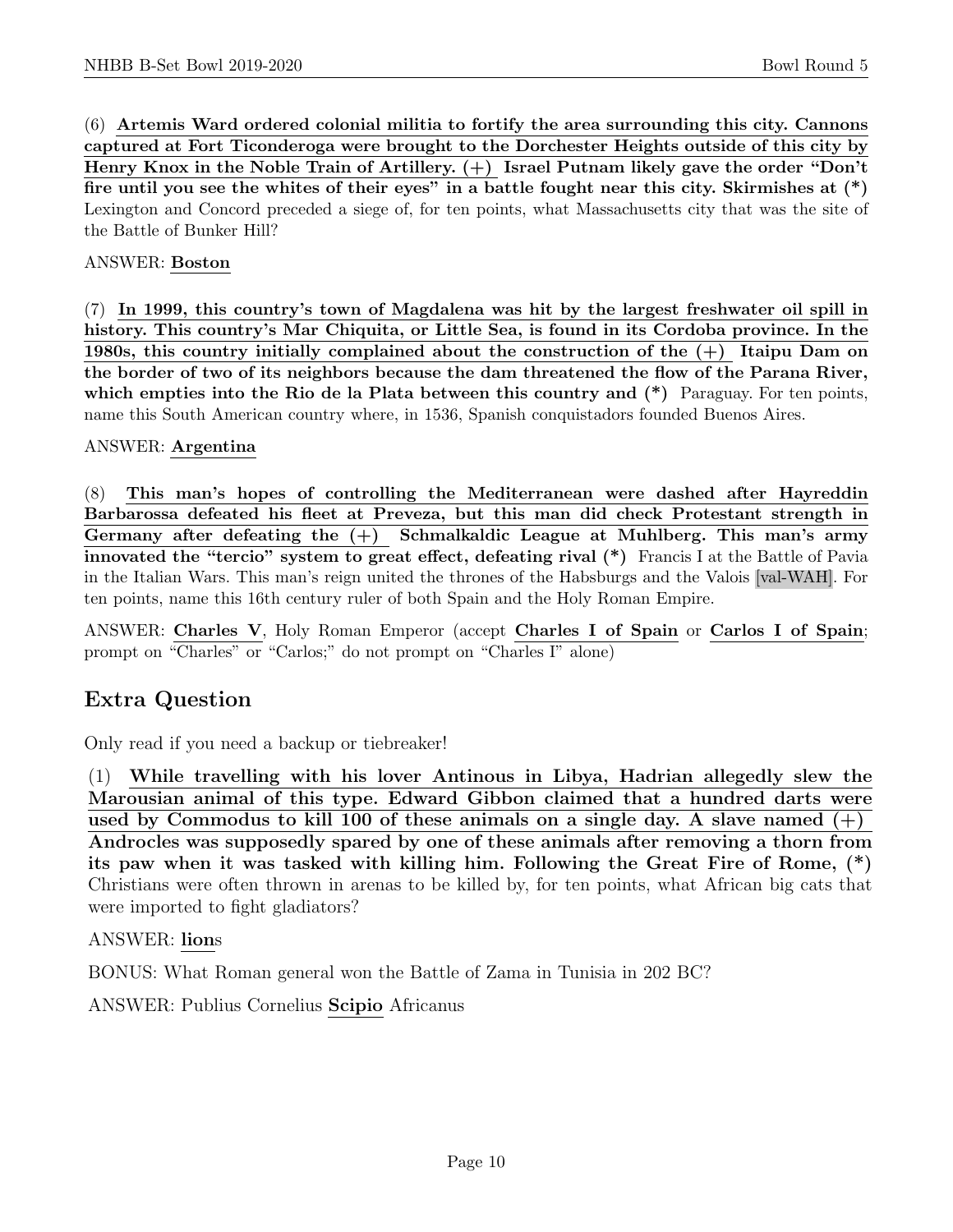(6) **Artemis Ward ordered colonial militia to fortify the area surrounding this city. Cannons captured at Fort Ticonderoga were brought to the Dorchester Heights outside of this city by Henry Knox in the Noble Train of Artillery. (+) Israel Putnam likely gave the order "Don't fire until you see the whites of their eyes" in a battle fought near this city. Skirmishes at (*)** Lexington and Concord preceded a siege of, for ten points, what Massachusetts city that was the site of the Battle of Bunker Hill?

ANSWER: **Boston**

(7) **In 1999, this country's town of Magdalena was hit by the largest freshwater oil spill in history. This country's Mar Chiquita, or Little Sea, is found in its Cordoba province. In the 1980s, this country initially complained about the construction of the (+) Itaipu Dam on the border of two of its neighbors because the dam threatened the flow of the Parana River, which empties into the Rio de la Plata between this country and (*)** Paraguay. For ten points, name this South American country where, in 1536, Spanish conquistadors founded Buenos Aires.

ANSWER: **Argentina**

(8) **This man's hopes of controlling the Mediterranean were dashed after Hayreddin Barbarossa defeated his fleet at Preveza, but this man did check Protestant strength in Germany after defeating the (+) Schmalkaldic League at Muhlberg. This man's army innovated the "tercio" system to great effect, defeating rival (*)** Francis I at the Battle of Pavia in the Italian Wars. This man's reign united the thrones of the Habsburgs and the Valois [val-WAH]. For ten points, name this 16th century ruler of both Spain and the Holy Roman Empire.

ANSWER: **Charles V**, Holy Roman Emperor (accept **Charles I of Spain** or **Carlos I of Spain**; prompt on "Charles" or "Carlos;" do not prompt on "Charles I" alone)

## Extra Question

Only read if you need a backup or tiebreaker!

(1) **While travelling with his lover Antinous in Libya, Hadrian allegedly slew the Marousian animal of this type. Edward Gibbon claimed that a hundred darts were used by Commodus to kill 100 of these animals on a single day. A slave named (+) Androcles was supposedly spared by one of these animals after removing a thorn from its paw when it was tasked with killing him. Following the Great Fire of Rome, (*)** Christians were often thrown in arenas to be killed by, for ten points, what African big cats that were imported to fight gladiators?

ANSWER: **lion**s

BONUS: What Roman general won the Battle of Zama in Tunisia in 202 BC?

ANSWER: Publius Cornelius **Scipio** Africanus